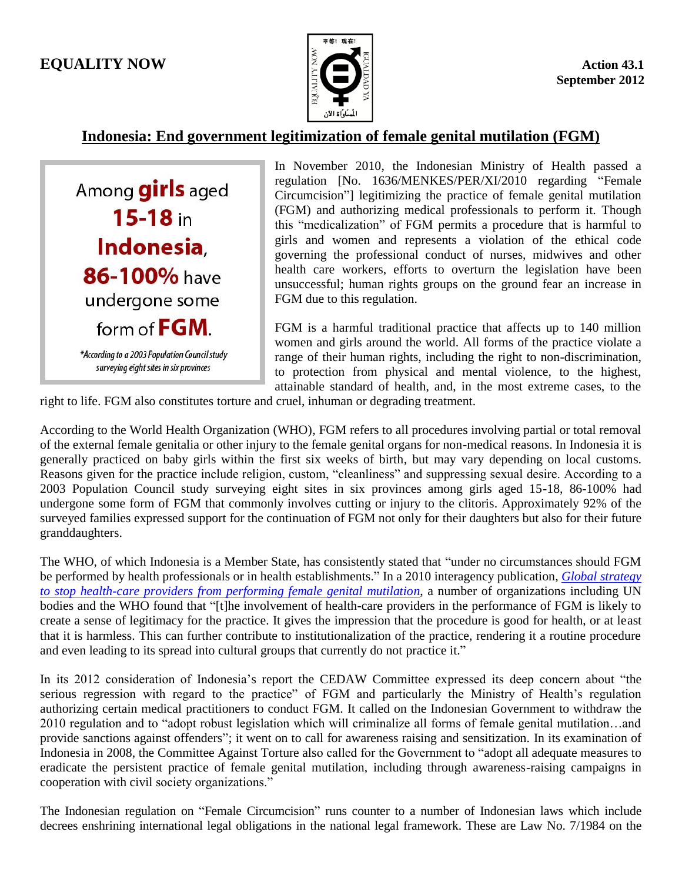**EQUALITY NOW**

**Action 43.1**
**September 2012**

## Indonesia: End government legitimization of female genital mutilation (FGM)

> Among **girls** aged **15-18** in **Indonesia**, **86-100%** have undergone some form of **FGM**.
>
> *\*According to a 2003 Population Council study surveying eight sites in six provinces*

In November 2010, the Indonesian Ministry of Health passed a regulation [No. 1636/MENKES/PER/XI/2010 regarding "Female Circumcision"] legitimizing the practice of female genital mutilation (FGM) and authorizing medical professionals to perform it. Though this "medicalization" of FGM permits a procedure that is harmful to girls and women and represents a violation of the ethical code governing the professional conduct of nurses, midwives and other health care workers, efforts to overturn the legislation have been unsuccessful; human rights groups on the ground fear an increase in FGM due to this regulation.

FGM is a harmful traditional practice that affects up to 140 million women and girls around the world. All forms of the practice violate a range of their human rights, including the right to non-discrimination, to protection from physical and mental violence, to the highest, attainable standard of health, and, in the most extreme cases, to the right to life. FGM also constitutes torture and cruel, inhuman or degrading treatment.

According to the World Health Organization (WHO), FGM refers to all procedures involving partial or total removal of the external female genitalia or other injury to the female genital organs for non-medical reasons. In Indonesia it is generally practiced on baby girls within the first six weeks of birth, but may vary depending on local customs. Reasons given for the practice include religion, custom, "cleanliness" and suppressing sexual desire. According to a 2003 Population Council study surveying eight sites in six provinces among girls aged 15-18, 86-100% had undergone some form of FGM that commonly involves cutting or injury to the clitoris. Approximately 92% of the surveyed families expressed support for the continuation of FGM not only for their daughters but also for their future granddaughters.

The WHO, of which Indonesia is a Member State, has consistently stated that "under no circumstances should FGM be performed by health professionals or in health establishments." In a 2010 interagency publication, *Global strategy to stop health-care providers from performing female genital mutilation*, a number of organizations including UN bodies and the WHO found that "[t]he involvement of health-care providers in the performance of FGM is likely to create a sense of legitimacy for the practice. It gives the impression that the procedure is good for health, or at least that it is harmless. This can further contribute to institutionalization of the practice, rendering it a routine procedure and even leading to its spread into cultural groups that currently do not practice it."

In its 2012 consideration of Indonesia's report the CEDAW Committee expressed its deep concern about "the serious regression with regard to the practice" of FGM and particularly the Ministry of Health's regulation authorizing certain medical practitioners to conduct FGM. It called on the Indonesian Government to withdraw the 2010 regulation and to "adopt robust legislation which will criminalize all forms of female genital mutilation…and provide sanctions against offenders"; it went on to call for awareness raising and sensitization. In its examination of Indonesia in 2008, the Committee Against Torture also called for the Government to "adopt all adequate measures to eradicate the persistent practice of female genital mutilation, including through awareness-raising campaigns in cooperation with civil society organizations."

The Indonesian regulation on "Female Circumcision" runs counter to a number of Indonesian laws which include decrees enshrining international legal obligations in the national legal framework. These are Law No. 7/1984 on the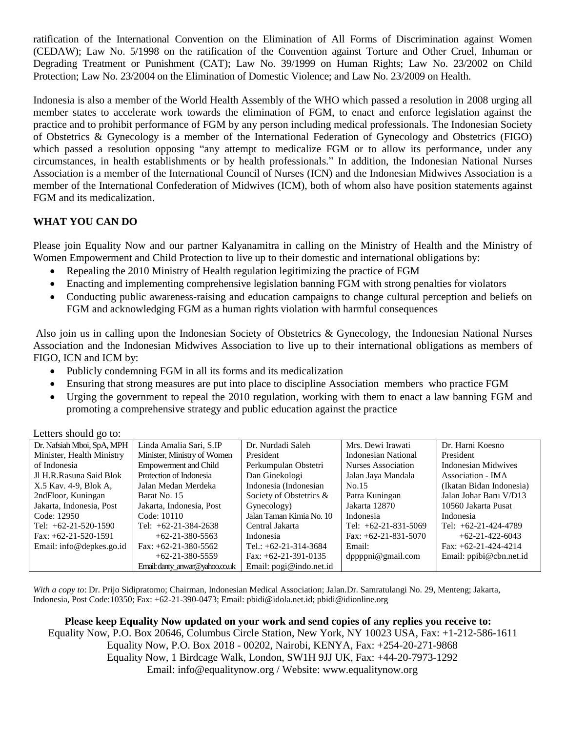ratification of the International Convention on the Elimination of All Forms of Discrimination against Women (CEDAW); Law No. 5/1998 on the ratification of the Convention against Torture and Other Cruel, Inhuman or Degrading Treatment or Punishment (CAT); Law No. 39/1999 on Human Rights; Law No. 23/2002 on Child Protection; Law No. 23/2004 on the Elimination of Domestic Violence; and Law No. 23/2009 on Health.

Indonesia is also a member of the World Health Assembly of the WHO which passed a resolution in 2008 urging all member states to accelerate work towards the elimination of FGM, to enact and enforce legislation against the practice and to prohibit performance of FGM by any person including medical professionals. The Indonesian Society of Obstetrics & Gynecology is a member of the International Federation of Gynecology and Obstetrics (FIGO) which passed a resolution opposing "any attempt to medicalize FGM or to allow its performance, under any circumstances, in health establishments or by health professionals." In addition, the Indonesian National Nurses Association is a member of the International Council of Nurses (ICN) and the Indonesian Midwives Association is a member of the International Confederation of Midwives (ICM), both of whom also have position statements against FGM and its medicalization.

## WHAT YOU CAN DO

Please join Equality Now and our partner Kalyanamitra in calling on the Ministry of Health and the Ministry of Women Empowerment and Child Protection to live up to their domestic and international obligations by:

- Repealing the 2010 Ministry of Health regulation legitimizing the practice of FGM
- Enacting and implementing comprehensive legislation banning FGM with strong penalties for violators
- Conducting public awareness-raising and education campaigns to change cultural perception and beliefs on FGM and acknowledging FGM as a human rights violation with harmful consequences

Also join us in calling upon the Indonesian Society of Obstetrics & Gynecology, the Indonesian National Nurses Association and the Indonesian Midwives Association to live up to their international obligations as members of FIGO, ICN and ICM by:

- Publicly condemning FGM in all its forms and its medicalization
- Ensuring that strong measures are put into place to discipline Association members who practice FGM
- Urging the government to repeal the 2010 regulation, working with them to enact a law banning FGM and promoting a comprehensive strategy and public education against the practice

Letters should go to:

| | | | | |
|---|---|---|---|---|
| Dr. Nafsiah Mboi, SpA, MPH<br>Minister, Health Ministry of Indonesia<br>Jl H.R.Rasuna Said Blok X.5 Kav. 4-9, Blok A, 2ndFloor, Kuningan<br>Jakarta, Indonesia, Post Code: 12950<br>Tel: +62-21-520-1590<br>Fax: +62-21-520-1591<br>Email: info@depkes.go.id | Linda Amalia Sari, S.IP<br>Minister, Ministry of Women Empowerment and Child Protection of Indonesia<br>Jalan Medan Merdeka Barat No. 15<br>Jakarta, Indonesia, Post Code: 10110<br>Tel: +62-21-384-2638<br>+62-21-380-5563<br>Fax: +62-21-380-5562<br>+62-21-380-5559<br>Email: danty_anwar@yahoo.co.uk | Dr. Nurdadi Saleh<br>President<br>Perkumpulan Obstetri Dan Ginekologi Indonesia (Indonesian Society of Obstetrics & Gynecology)<br>Jalan Taman Kimia No. 10<br>Central Jakarta<br>Indonesia<br>Tel.: +62-21-314-3684<br>Fax: +62-21-391-0135<br>Email: pogi@indo.net.id | Mrs. Dewi Irawati<br>Indonesian National Nurses Association<br>Jalan Jaya Mandala No.15<br>Patra Kuningan<br>Jakarta 12870<br>Indonesia<br>Tel: +62-21-831-5069<br>Fax: +62-21-831-5070<br>Email: dppppni@gmail.com | Dr. Harni Koesno<br>President<br>Indonesian Midwives Association - IMA (Ikatan Bidan Indonesia)<br>Jalan Johar Baru V/D13<br>10560 Jakarta Pusat<br>Indonesia<br>Tel: +62-21-424-4789<br>+62-21-422-6043<br>Fax: +62-21-424-4214<br>Email: ppibi@cbn.net.id |

*With a copy to*: Dr. Prijo Sidipratomo; Chairman, Indonesian Medical Association; Jalan.Dr. Samratulangi No. 29, Menteng; Jakarta, Indonesia, Post Code:10350; Fax: +62-21-390-0473; Email: pbidi@idola.net.id; pbidi@idionline.org

**Please keep Equality Now updated on your work and send copies of any replies you receive to:**

Equality Now, P.O. Box 20646, Columbus Circle Station, New York, NY 10023 USA, Fax: +1-212-586-1611
Equality Now, P.O. Box 2018 - 00202, Nairobi, KENYA, Fax: +254-20-271-9868
Equality Now, 1 Birdcage Walk, London, SW1H 9JJ UK, Fax: +44-20-7973-1292
Email: info@equalitynow.org / Website: www.equalitynow.org